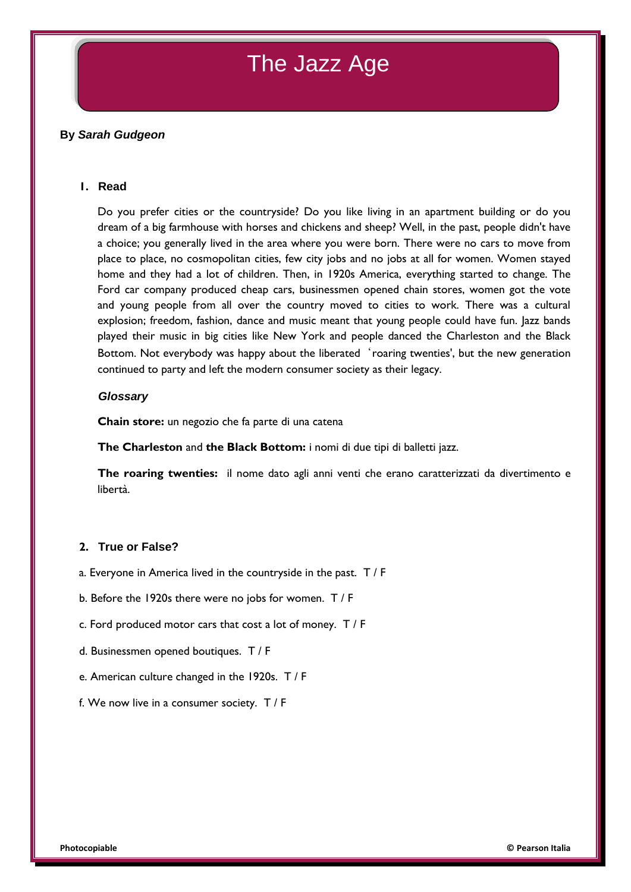# The Jazz Age

**By *Sarah Gudgeon***

## 1. Read

Do you prefer cities or the countryside? Do you like living in an apartment building or do you dream of a big farmhouse with horses and chickens and sheep? Well, in the past, people didn't have a choice; you generally lived in the area where you were born. There were no cars to move from place to place, no cosmopolitan cities, few city jobs and no jobs at all for women. Women stayed home and they had a lot of children. Then, in 1920s America, everything started to change. The Ford car company produced cheap cars, businessmen opened chain stores, women got the vote and young people from all over the country moved to cities to work. There was a cultural explosion; freedom, fashion, dance and music meant that young people could have fun. Jazz bands played their music in big cities like New York and people danced the Charleston and the Black Bottom. Not everybody was happy about the liberated 'roaring twenties', but the new generation continued to party and left the modern consumer society as their legacy.

### *Glossary*

**Chain store:** un negozio che fa parte di una catena

**The Charleston** and **the Black Bottom:** i nomi di due tipi di balletti jazz.

**The roaring twenties:** il nome dato agli anni venti che erano caratterizzati da divertimento e libertà.

## 2. True or False?

a. Everyone in America lived in the countryside in the past. T / F

b. Before the 1920s there were no jobs for women. T / F

c. Ford produced motor cars that cost a lot of money. T / F

d. Businessmen opened boutiques. T / F

e. American culture changed in the 1920s. T / F

f. We now live in a consumer society. T / F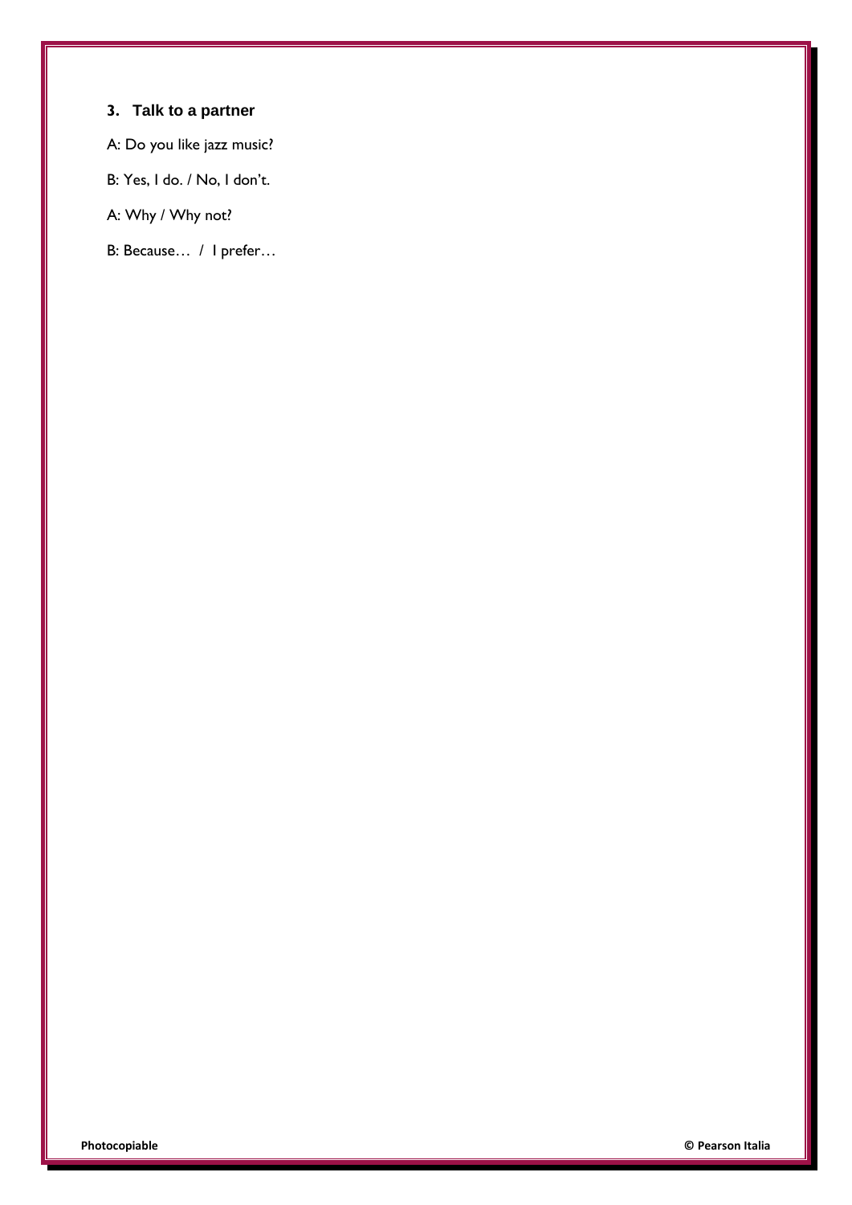### 3. Talk to a partner

A: Do you like jazz music?

B: Yes, I do. / No, I don't.

A: Why / Why not?

B: Because… / I prefer…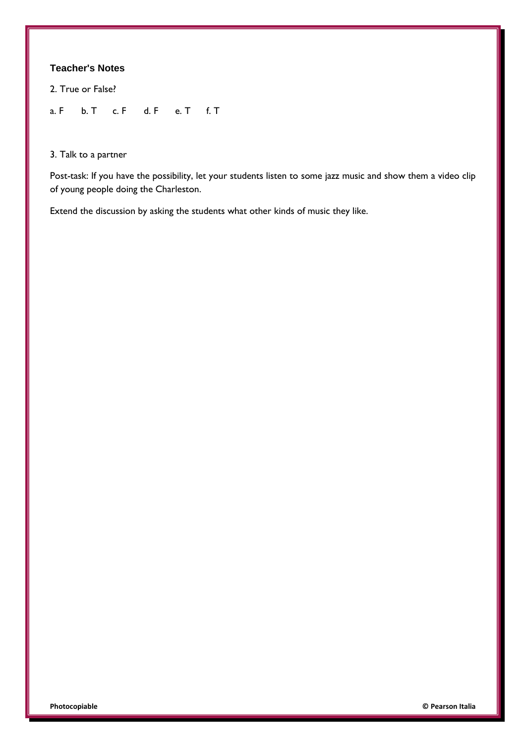### Teacher's Notes

2. True or False?

a. F  b. T  c. F  d. F  e. T  f. T

3. Talk to a partner

Post-task: If you have the possibility, let your students listen to some jazz music and show them a video clip of young people doing the Charleston.

Extend the discussion by asking the students what other kinds of music they like.

**Photocopiable** **© Pearson Italia**